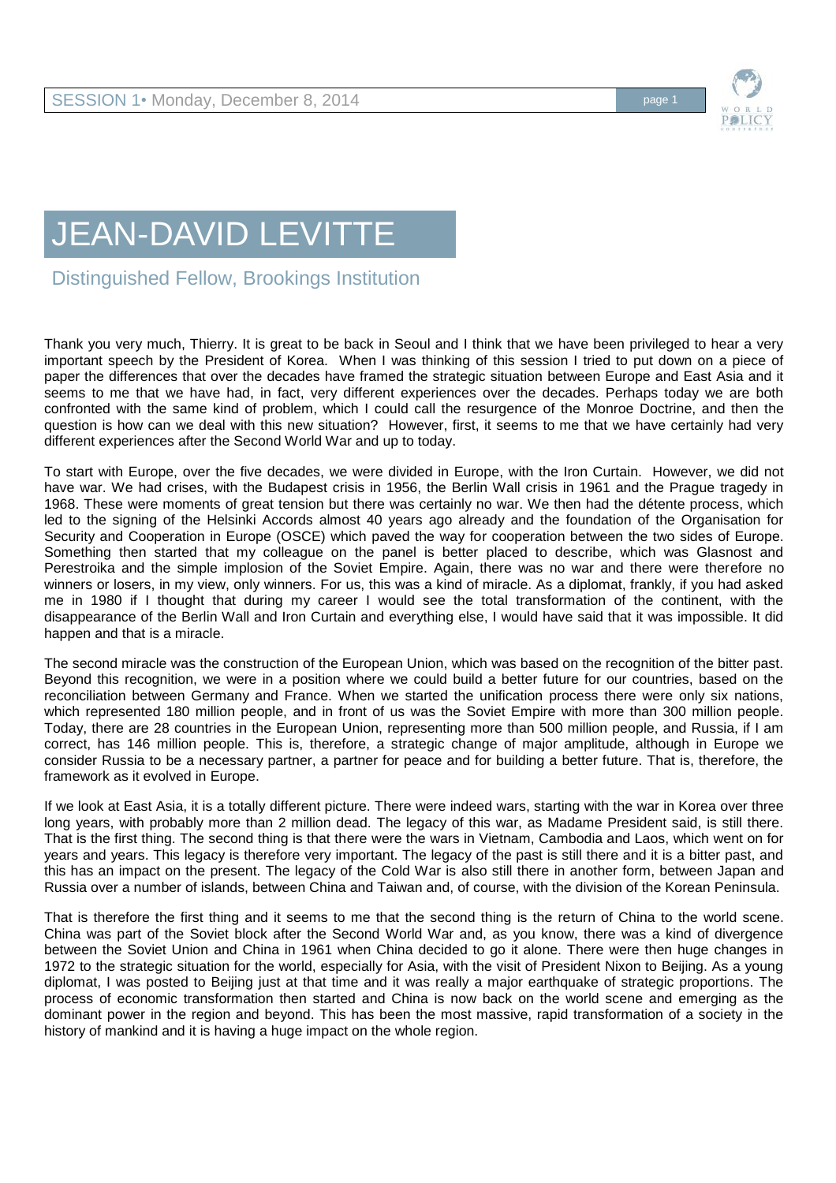# JEAN-DAVID LEVITTE

## Distinguished Fellow, Brookings Institution

Thank you very much, Thierry. It is great to be back in Seoul and I think that we have been privileged to hear a very important speech by the President of Korea. When I was thinking of this session I tried to put down on a piece of paper the differences that over the decades have framed the strategic situation between Europe and East Asia and it seems to me that we have had, in fact, very different experiences over the decades. Perhaps today we are both confronted with the same kind of problem, which I could call the resurgence of the Monroe Doctrine, and then the question is how can we deal with this new situation? However, first, it seems to me that we have certainly had very different experiences after the Second World War and up to today.

To start with Europe, over the five decades, we were divided in Europe, with the Iron Curtain. However, we did not have war. We had crises, with the Budapest crisis in 1956, the Berlin Wall crisis in 1961 and the Prague tragedy in 1968. These were moments of great tension but there was certainly no war. We then had the détente process, which led to the signing of the Helsinki Accords almost 40 years ago already and the foundation of the Organisation for Security and Cooperation in Europe (OSCE) which paved the way for cooperation between the two sides of Europe. Something then started that my colleague on the panel is better placed to describe, which was Glasnost and Perestroika and the simple implosion of the Soviet Empire. Again, there was no war and there were therefore no winners or losers, in my view, only winners. For us, this was a kind of miracle. As a diplomat, frankly, if you had asked me in 1980 if I thought that during my career I would see the total transformation of the continent, with the disappearance of the Berlin Wall and Iron Curtain and everything else, I would have said that it was impossible. It did happen and that is a miracle.

The second miracle was the construction of the European Union, which was based on the recognition of the bitter past. Beyond this recognition, we were in a position where we could build a better future for our countries, based on the reconciliation between Germany and France. When we started the unification process there were only six nations, which represented 180 million people, and in front of us was the Soviet Empire with more than 300 million people. Today, there are 28 countries in the European Union, representing more than 500 million people, and Russia, if I am correct, has 146 million people. This is, therefore, a strategic change of major amplitude, although in Europe we consider Russia to be a necessary partner, a partner for peace and for building a better future. That is, therefore, the framework as it evolved in Europe.

If we look at East Asia, it is a totally different picture. There were indeed wars, starting with the war in Korea over three long years, with probably more than 2 million dead. The legacy of this war, as Madame President said, is still there. That is the first thing. The second thing is that there were the wars in Vietnam, Cambodia and Laos, which went on for years and years. This legacy is therefore very important. The legacy of the past is still there and it is a bitter past, and this has an impact on the present. The legacy of the Cold War is also still there in another form, between Japan and Russia over a number of islands, between China and Taiwan and, of course, with the division of the Korean Peninsula.

That is therefore the first thing and it seems to me that the second thing is the return of China to the world scene. China was part of the Soviet block after the Second World War and, as you know, there was a kind of divergence between the Soviet Union and China in 1961 when China decided to go it alone. There were then huge changes in 1972 to the strategic situation for the world, especially for Asia, with the visit of President Nixon to Beijing. As a young diplomat, I was posted to Beijing just at that time and it was really a major earthquake of strategic proportions. The process of economic transformation then started and China is now back on the world scene and emerging as the dominant power in the region and beyond. This has been the most massive, rapid transformation of a society in the history of mankind and it is having a huge impact on the whole region.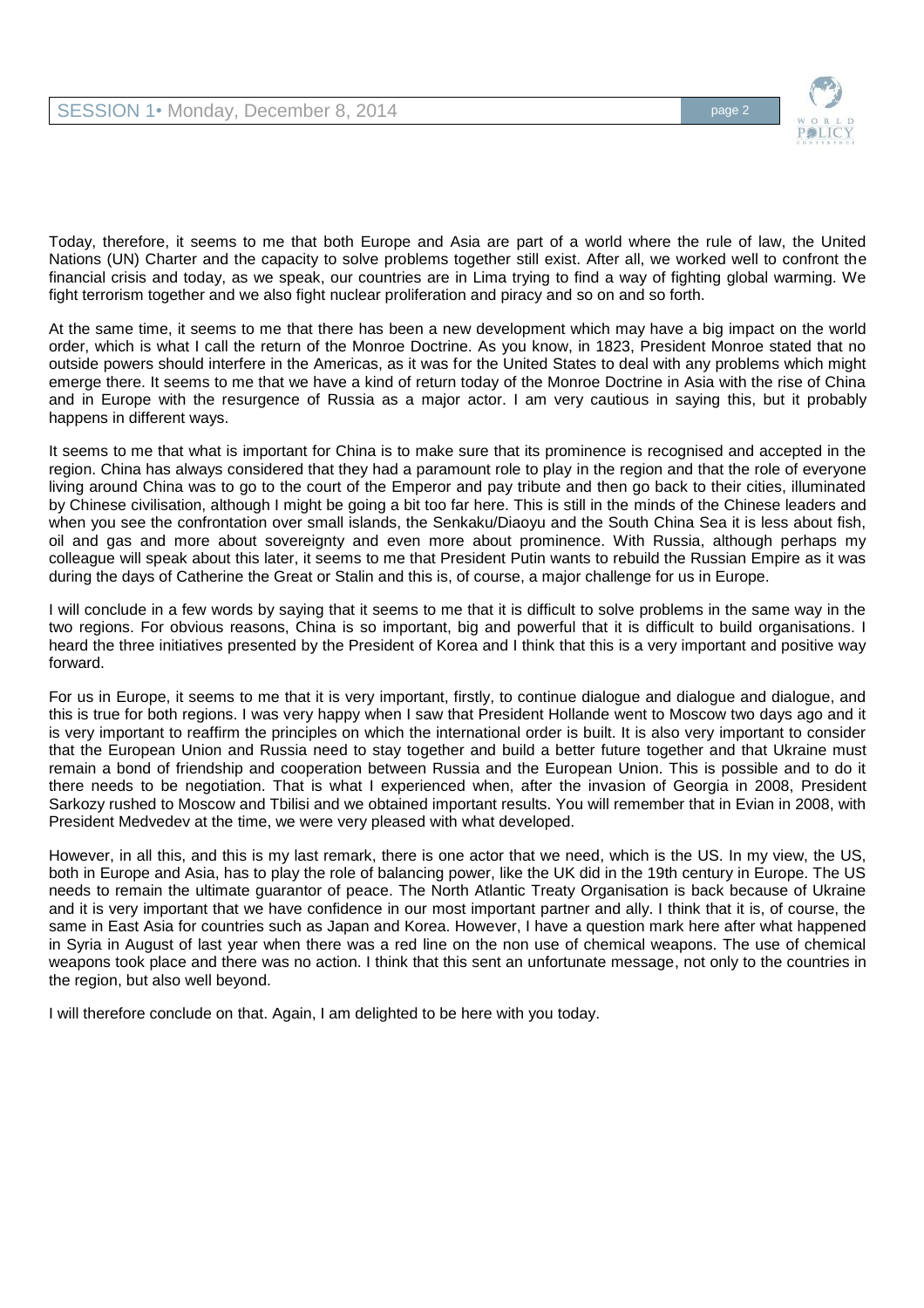Today, therefore, it seems to me that both Europe and Asia are part of a world where the rule of law, the United Nations (UN) Charter and the capacity to solve problems together still exist. After all, we worked well to confront the financial crisis and today, as we speak, our countries are in Lima trying to find a way of fighting global warming. We fight terrorism together and we also fight nuclear proliferation and piracy and so on and so forth.

At the same time, it seems to me that there has been a new development which may have a big impact on the world order, which is what I call the return of the Monroe Doctrine. As you know, in 1823, President Monroe stated that no outside powers should interfere in the Americas, as it was for the United States to deal with any problems which might emerge there. It seems to me that we have a kind of return today of the Monroe Doctrine in Asia with the rise of China and in Europe with the resurgence of Russia as a major actor. I am very cautious in saying this, but it probably happens in different ways.

It seems to me that what is important for China is to make sure that its prominence is recognised and accepted in the region. China has always considered that they had a paramount role to play in the region and that the role of everyone living around China was to go to the court of the Emperor and pay tribute and then go back to their cities, illuminated by Chinese civilisation, although I might be going a bit too far here. This is still in the minds of the Chinese leaders and when you see the confrontation over small islands, the Senkaku/Diaoyu and the South China Sea it is less about fish, oil and gas and more about sovereignty and even more about prominence. With Russia, although perhaps my colleague will speak about this later, it seems to me that President Putin wants to rebuild the Russian Empire as it was during the days of Catherine the Great or Stalin and this is, of course, a major challenge for us in Europe.

I will conclude in a few words by saying that it seems to me that it is difficult to solve problems in the same way in the two regions. For obvious reasons, China is so important, big and powerful that it is difficult to build organisations. I heard the three initiatives presented by the President of Korea and I think that this is a very important and positive way forward.

For us in Europe, it seems to me that it is very important, firstly, to continue dialogue and dialogue and dialogue, and this is true for both regions. I was very happy when I saw that President Hollande went to Moscow two days ago and it is very important to reaffirm the principles on which the international order is built. It is also very important to consider that the European Union and Russia need to stay together and build a better future together and that Ukraine must remain a bond of friendship and cooperation between Russia and the European Union. This is possible and to do it there needs to be negotiation. That is what I experienced when, after the invasion of Georgia in 2008, President Sarkozy rushed to Moscow and Tbilisi and we obtained important results. You will remember that in Evian in 2008, with President Medvedev at the time, we were very pleased with what developed.

However, in all this, and this is my last remark, there is one actor that we need, which is the US. In my view, the US, both in Europe and Asia, has to play the role of balancing power, like the UK did in the 19th century in Europe. The US needs to remain the ultimate guarantor of peace. The North Atlantic Treaty Organisation is back because of Ukraine and it is very important that we have confidence in our most important partner and ally. I think that it is, of course, the same in East Asia for countries such as Japan and Korea. However, I have a question mark here after what happened in Syria in August of last year when there was a red line on the non use of chemical weapons. The use of chemical weapons took place and there was no action. I think that this sent an unfortunate message, not only to the countries in the region, but also well beyond.

I will therefore conclude on that. Again, I am delighted to be here with you today.